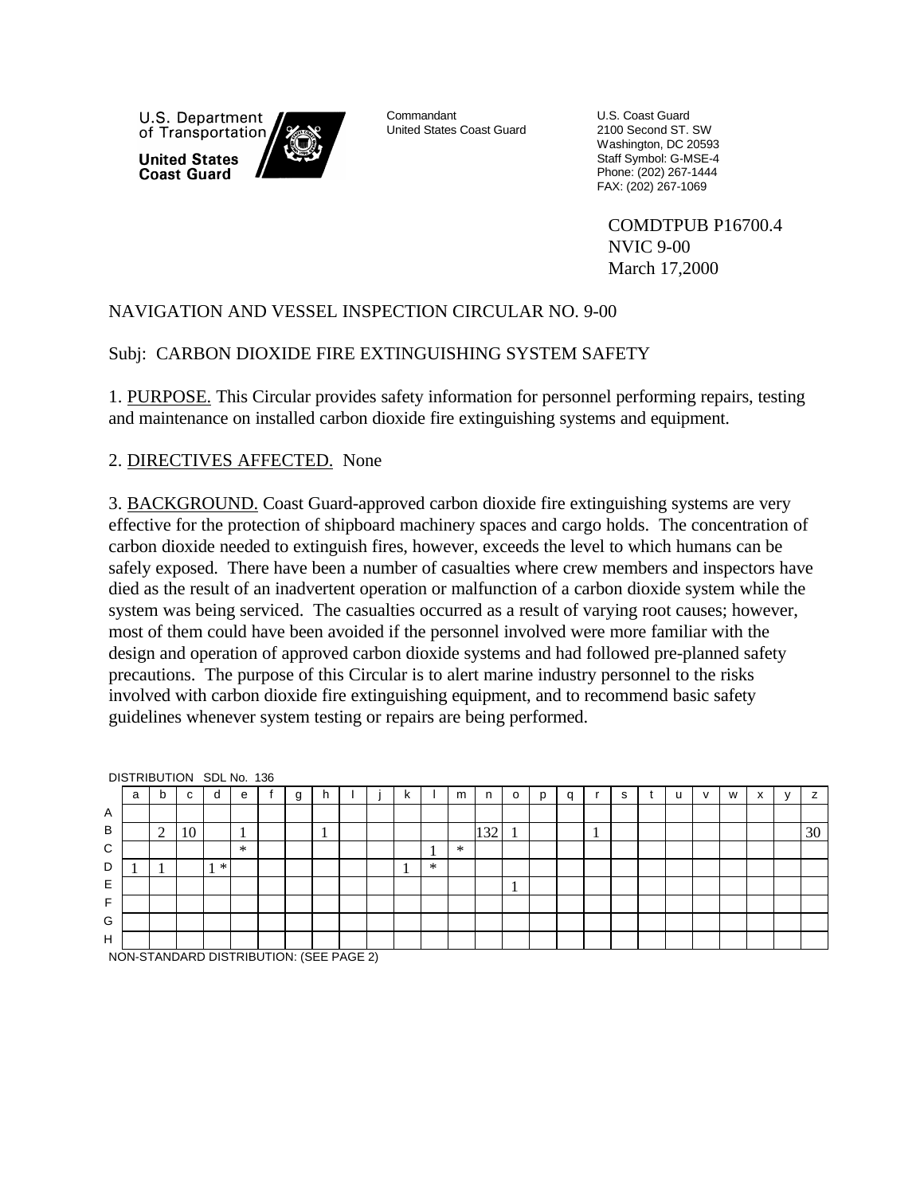U.S. Department of Transportation

**United States Coast Guard**

Commandant
United States Coast Guard

U.S. Coast Guard
2100 Second ST. SW
Washington, DC 20593
Staff Symbol: G-MSE-4
Phone: (202) 267-1444
FAX: (202) 267-1069

COMDTPUB P16700.4
NVIC 9-00
March 17,2000

NAVIGATION AND VESSEL INSPECTION CIRCULAR NO. 9-00

Subj: CARBON DIOXIDE FIRE EXTINGUISHING SYSTEM SAFETY

1. PURPOSE. This Circular provides safety information for personnel performing repairs, testing and maintenance on installed carbon dioxide fire extinguishing systems and equipment.

2. DIRECTIVES AFFECTED. None

3. BACKGROUND. Coast Guard-approved carbon dioxide fire extinguishing systems are very effective for the protection of shipboard machinery spaces and cargo holds. The concentration of carbon dioxide needed to extinguish fires, however, exceeds the level to which humans can be safely exposed. There have been a number of casualties where crew members and inspectors have died as the result of an inadvertent operation or malfunction of a carbon dioxide system while the system was being serviced. The casualties occurred as a result of varying root causes; however, most of them could have been avoided if the personnel involved were more familiar with the design and operation of approved carbon dioxide systems and had followed pre-planned safety precautions. The purpose of this Circular is to alert marine industry personnel to the risks involved with carbon dioxide fire extinguishing equipment, and to recommend basic safety guidelines whenever system testing or repairs are being performed.

DISTRIBUTION SDL No. 136

| | a | b | c | d | e | f | g | h | i | j | k | l | m | n | o | p | q | r | s | t | u | v | w | x | y | z |
|---|---|---|---|---|---|---|---|---|---|---|---|---|---|---|---|---|---|---|---|---|---|---|---|---|---|---|
| A | | | | | | | | | | | | | | | | | | | | | | | | | | |
| B | | 2 | 10 | | 1 | | | 1 | | | | | | 132 | 1 | | | 1 | | | | | | | | 30 |
| C | | | | | * | | | | | | | 1 | * | | | | | | | | | | | | | |
| D | 1 | 1 | | 1 * | | | | | | | 1 | * | | | | | | | | | | | | | | |
| E | | | | | | | | | | | | | | | 1 | | | | | | | | | | | |
| F | | | | | | | | | | | | | | | | | | | | | | | | | | |
| G | | | | | | | | | | | | | | | | | | | | | | | | | | |
| H | | | | | | | | | | | | | | | | | | | | | | | | | | |

NON-STANDARD DISTRIBUTION: (SEE PAGE 2)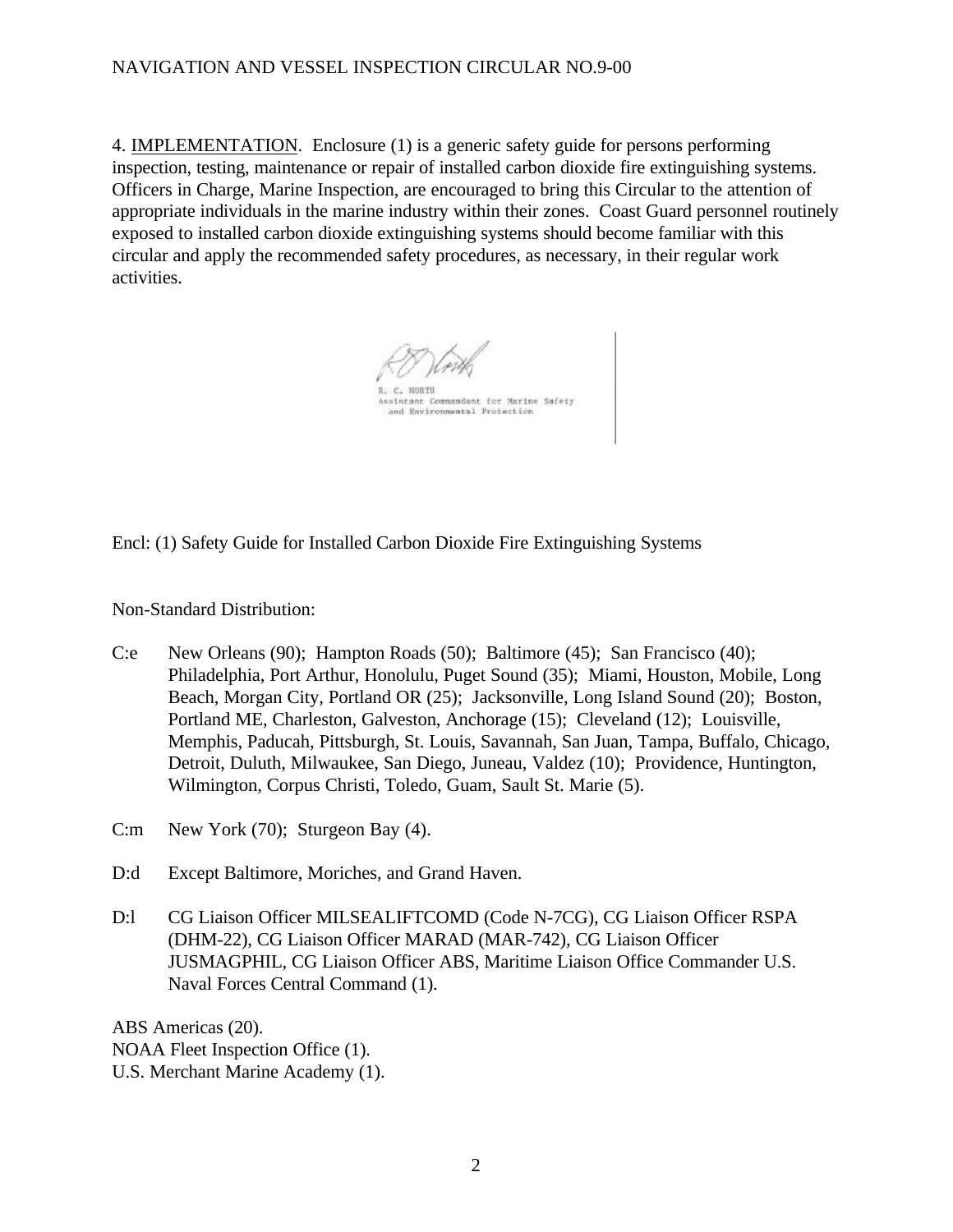4. <u>IMPLEMENTATION</u>. Enclosure (1) is a generic safety guide for persons performing inspection, testing, maintenance or repair of installed carbon dioxide fire extinguishing systems. Officers in Charge, Marine Inspection, are encouraged to bring this Circular to the attention of appropriate individuals in the marine industry within their zones. Coast Guard personnel routinely exposed to installed carbon dioxide extinguishing systems should become familiar with this circular and apply the recommended safety procedures, as necessary, in their regular work activities.

R. C. NORTH
Assistant Commandant for Marine Safety and Environmental Protection

Encl: (1) Safety Guide for Installed Carbon Dioxide Fire Extinguishing Systems

Non-Standard Distribution:

C:e New Orleans (90); Hampton Roads (50); Baltimore (45); San Francisco (40); Philadelphia, Port Arthur, Honolulu, Puget Sound (35); Miami, Houston, Mobile, Long Beach, Morgan City, Portland OR (25); Jacksonville, Long Island Sound (20); Boston, Portland ME, Charleston, Galveston, Anchorage (15); Cleveland (12); Louisville, Memphis, Paducah, Pittsburgh, St. Louis, Savannah, San Juan, Tampa, Buffalo, Chicago, Detroit, Duluth, Milwaukee, San Diego, Juneau, Valdez (10); Providence, Huntington, Wilmington, Corpus Christi, Toledo, Guam, Sault St. Marie (5).

C:m New York (70); Sturgeon Bay (4).

D:d Except Baltimore, Moriches, and Grand Haven.

D:l CG Liaison Officer MILSEALIFTCOMD (Code N-7CG), CG Liaison Officer RSPA (DHM-22), CG Liaison Officer MARAD (MAR-742), CG Liaison Officer JUSMAGPHIL, CG Liaison Officer ABS, Maritime Liaison Office Commander U.S. Naval Forces Central Command (1).

ABS Americas (20).
NOAA Fleet Inspection Office (1).
U.S. Merchant Marine Academy (1).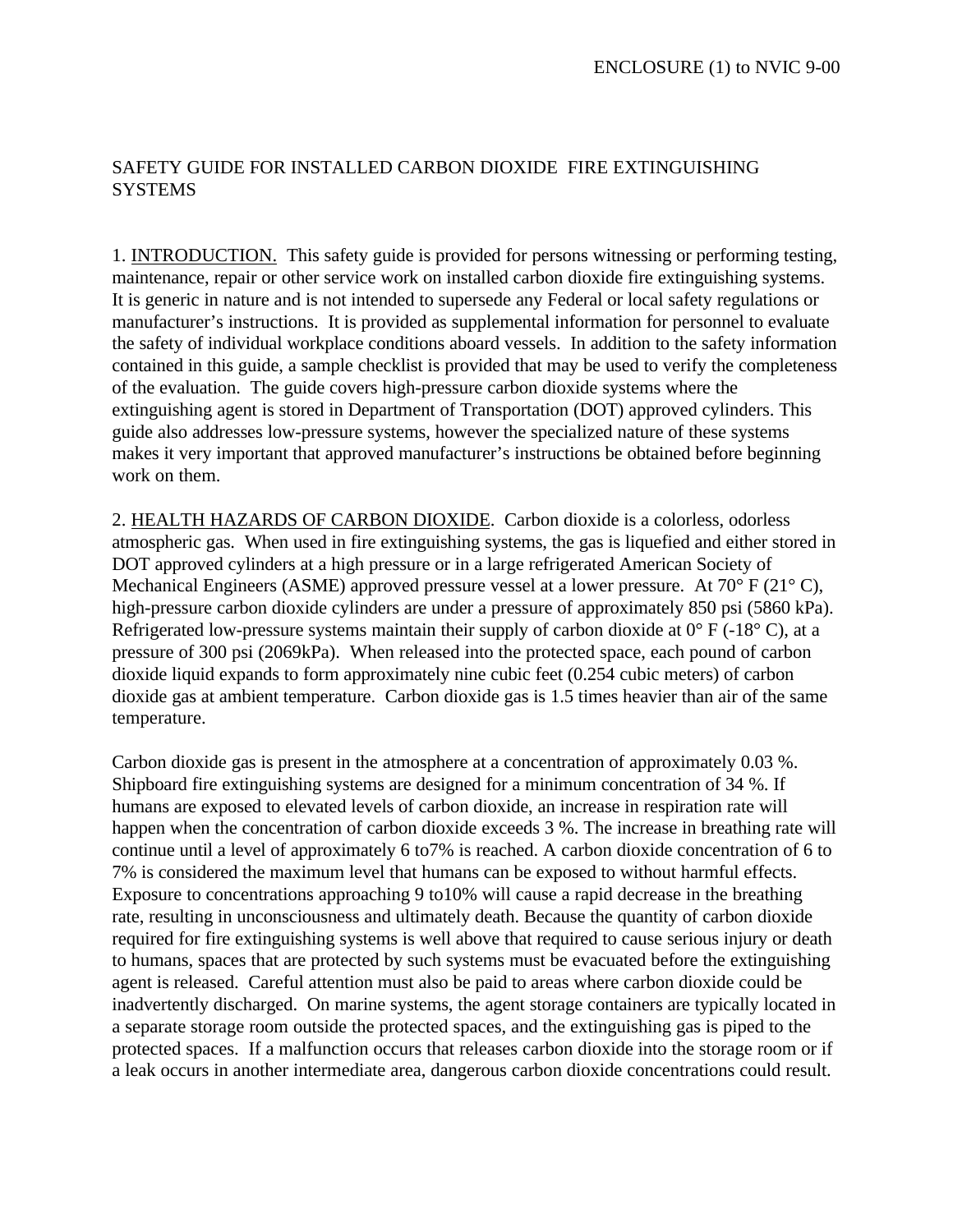# SAFETY GUIDE FOR INSTALLED CARBON DIOXIDE FIRE EXTINGUISHING SYSTEMS

1. INTRODUCTION. This safety guide is provided for persons witnessing or performing testing, maintenance, repair or other service work on installed carbon dioxide fire extinguishing systems. It is generic in nature and is not intended to supersede any Federal or local safety regulations or manufacturer's instructions. It is provided as supplemental information for personnel to evaluate the safety of individual workplace conditions aboard vessels. In addition to the safety information contained in this guide, a sample checklist is provided that may be used to verify the completeness of the evaluation. The guide covers high-pressure carbon dioxide systems where the extinguishing agent is stored in Department of Transportation (DOT) approved cylinders. This guide also addresses low-pressure systems, however the specialized nature of these systems makes it very important that approved manufacturer's instructions be obtained before beginning work on them.

2. HEALTH HAZARDS OF CARBON DIOXIDE. Carbon dioxide is a colorless, odorless atmospheric gas. When used in fire extinguishing systems, the gas is liquefied and either stored in DOT approved cylinders at a high pressure or in a large refrigerated American Society of Mechanical Engineers (ASME) approved pressure vessel at a lower pressure. At 70° F (21° C), high-pressure carbon dioxide cylinders are under a pressure of approximately 850 psi (5860 kPa). Refrigerated low-pressure systems maintain their supply of carbon dioxide at 0° F (-18° C), at a pressure of 300 psi (2069kPa). When released into the protected space, each pound of carbon dioxide liquid expands to form approximately nine cubic feet (0.254 cubic meters) of carbon dioxide gas at ambient temperature. Carbon dioxide gas is 1.5 times heavier than air of the same temperature.

Carbon dioxide gas is present in the atmosphere at a concentration of approximately 0.03 %. Shipboard fire extinguishing systems are designed for a minimum concentration of 34 %. If humans are exposed to elevated levels of carbon dioxide, an increase in respiration rate will happen when the concentration of carbon dioxide exceeds 3 %. The increase in breathing rate will continue until a level of approximately 6 to7% is reached. A carbon dioxide concentration of 6 to 7% is considered the maximum level that humans can be exposed to without harmful effects. Exposure to concentrations approaching 9 to10% will cause a rapid decrease in the breathing rate, resulting in unconsciousness and ultimately death. Because the quantity of carbon dioxide required for fire extinguishing systems is well above that required to cause serious injury or death to humans, spaces that are protected by such systems must be evacuated before the extinguishing agent is released. Careful attention must also be paid to areas where carbon dioxide could be inadvertently discharged. On marine systems, the agent storage containers are typically located in a separate storage room outside the protected spaces, and the extinguishing gas is piped to the protected spaces. If a malfunction occurs that releases carbon dioxide into the storage room or if a leak occurs in another intermediate area, dangerous carbon dioxide concentrations could result.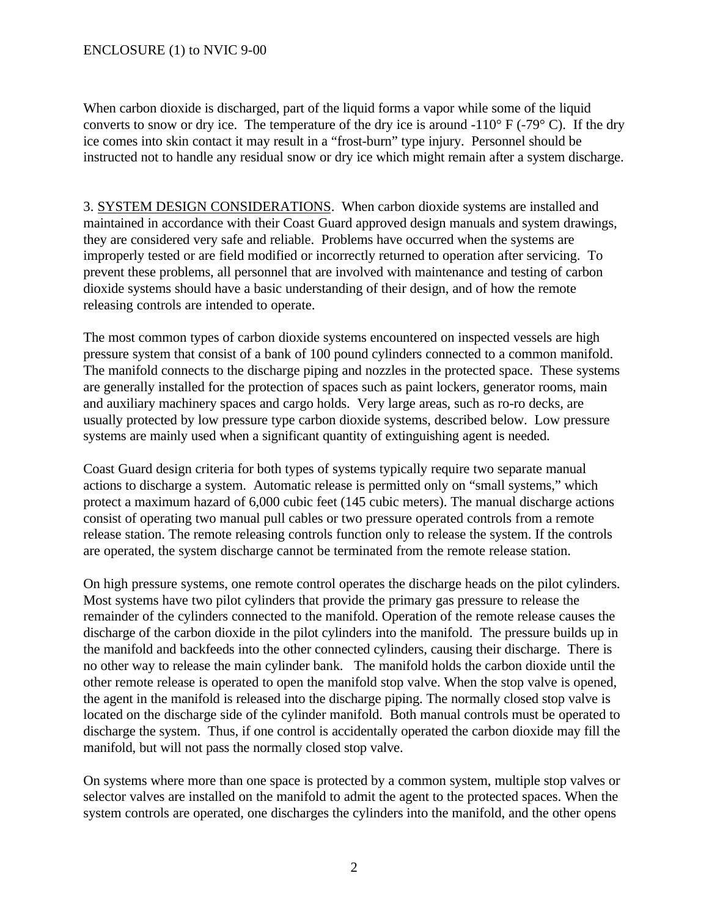When carbon dioxide is discharged, part of the liquid forms a vapor while some of the liquid converts to snow or dry ice. The temperature of the dry ice is around -110° F (-79° C). If the dry ice comes into skin contact it may result in a "frost-burn" type injury. Personnel should be instructed not to handle any residual snow or dry ice which might remain after a system discharge.

3. <u>SYSTEM DESIGN CONSIDERATIONS</u>. When carbon dioxide systems are installed and maintained in accordance with their Coast Guard approved design manuals and system drawings, they are considered very safe and reliable. Problems have occurred when the systems are improperly tested or are field modified or incorrectly returned to operation after servicing. To prevent these problems, all personnel that are involved with maintenance and testing of carbon dioxide systems should have a basic understanding of their design, and of how the remote releasing controls are intended to operate.

The most common types of carbon dioxide systems encountered on inspected vessels are high pressure system that consist of a bank of 100 pound cylinders connected to a common manifold. The manifold connects to the discharge piping and nozzles in the protected space. These systems are generally installed for the protection of spaces such as paint lockers, generator rooms, main and auxiliary machinery spaces and cargo holds. Very large areas, such as ro-ro decks, are usually protected by low pressure type carbon dioxide systems, described below. Low pressure systems are mainly used when a significant quantity of extinguishing agent is needed.

Coast Guard design criteria for both types of systems typically require two separate manual actions to discharge a system. Automatic release is permitted only on "small systems," which protect a maximum hazard of 6,000 cubic feet (145 cubic meters). The manual discharge actions consist of operating two manual pull cables or two pressure operated controls from a remote release station. The remote releasing controls function only to release the system. If the controls are operated, the system discharge cannot be terminated from the remote release station.

On high pressure systems, one remote control operates the discharge heads on the pilot cylinders. Most systems have two pilot cylinders that provide the primary gas pressure to release the remainder of the cylinders connected to the manifold. Operation of the remote release causes the discharge of the carbon dioxide in the pilot cylinders into the manifold. The pressure builds up in the manifold and backfeeds into the other connected cylinders, causing their discharge. There is no other way to release the main cylinder bank. The manifold holds the carbon dioxide until the other remote release is operated to open the manifold stop valve. When the stop valve is opened, the agent in the manifold is released into the discharge piping. The normally closed stop valve is located on the discharge side of the cylinder manifold. Both manual controls must be operated to discharge the system. Thus, if one control is accidentally operated the carbon dioxide may fill the manifold, but will not pass the normally closed stop valve.

On systems where more than one space is protected by a common system, multiple stop valves or selector valves are installed on the manifold to admit the agent to the protected spaces. When the system controls are operated, one discharges the cylinders into the manifold, and the other opens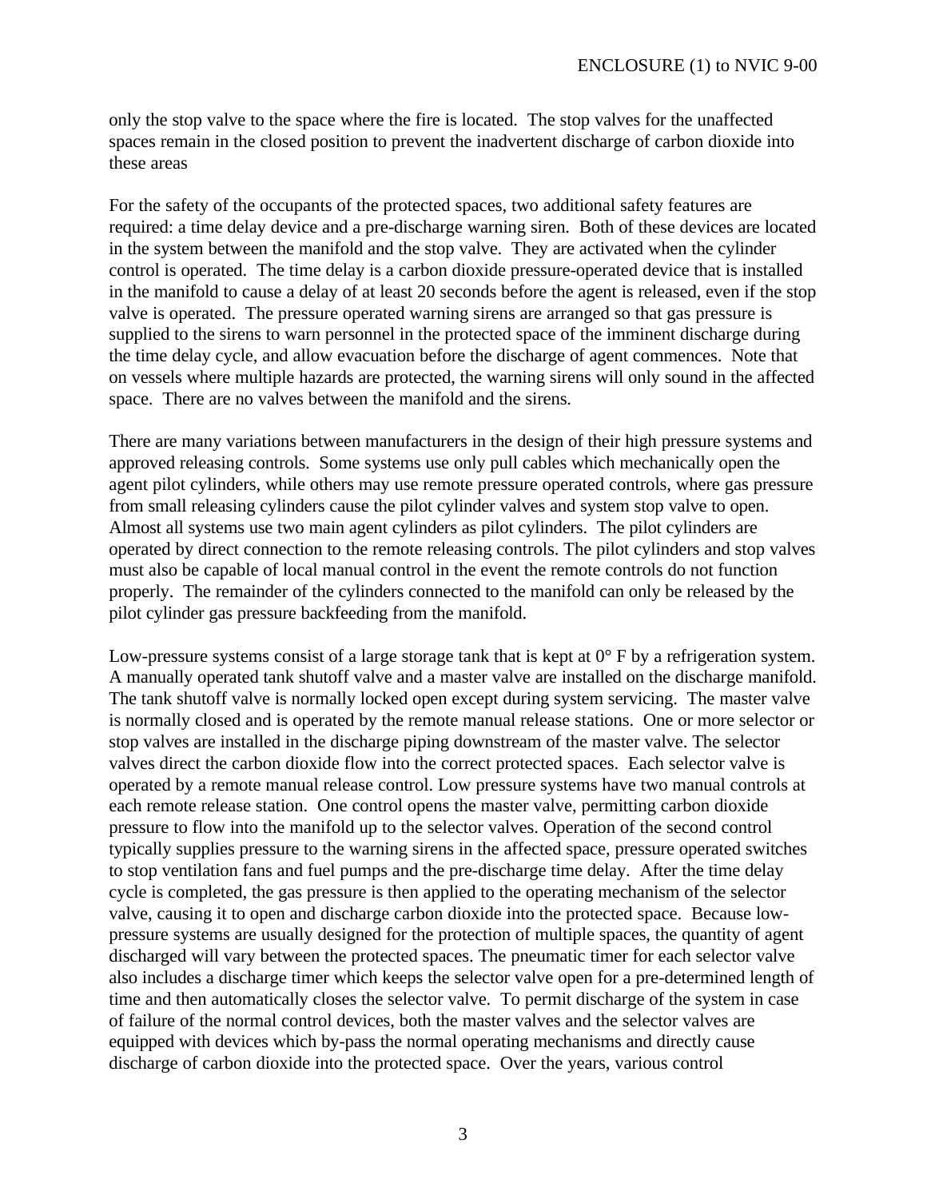only the stop valve to the space where the fire is located. The stop valves for the unaffected spaces remain in the closed position to prevent the inadvertent discharge of carbon dioxide into these areas

For the safety of the occupants of the protected spaces, two additional safety features are required: a time delay device and a pre-discharge warning siren. Both of these devices are located in the system between the manifold and the stop valve. They are activated when the cylinder control is operated. The time delay is a carbon dioxide pressure-operated device that is installed in the manifold to cause a delay of at least 20 seconds before the agent is released, even if the stop valve is operated. The pressure operated warning sirens are arranged so that gas pressure is supplied to the sirens to warn personnel in the protected space of the imminent discharge during the time delay cycle, and allow evacuation before the discharge of agent commences. Note that on vessels where multiple hazards are protected, the warning sirens will only sound in the affected space. There are no valves between the manifold and the sirens.

There are many variations between manufacturers in the design of their high pressure systems and approved releasing controls. Some systems use only pull cables which mechanically open the agent pilot cylinders, while others may use remote pressure operated controls, where gas pressure from small releasing cylinders cause the pilot cylinder valves and system stop valve to open. Almost all systems use two main agent cylinders as pilot cylinders. The pilot cylinders are operated by direct connection to the remote releasing controls. The pilot cylinders and stop valves must also be capable of local manual control in the event the remote controls do not function properly. The remainder of the cylinders connected to the manifold can only be released by the pilot cylinder gas pressure backfeeding from the manifold.

Low-pressure systems consist of a large storage tank that is kept at 0° F by a refrigeration system. A manually operated tank shutoff valve and a master valve are installed on the discharge manifold. The tank shutoff valve is normally locked open except during system servicing. The master valve is normally closed and is operated by the remote manual release stations. One or more selector or stop valves are installed in the discharge piping downstream of the master valve. The selector valves direct the carbon dioxide flow into the correct protected spaces. Each selector valve is operated by a remote manual release control. Low pressure systems have two manual controls at each remote release station. One control opens the master valve, permitting carbon dioxide pressure to flow into the manifold up to the selector valves. Operation of the second control typically supplies pressure to the warning sirens in the affected space, pressure operated switches to stop ventilation fans and fuel pumps and the pre-discharge time delay. After the time delay cycle is completed, the gas pressure is then applied to the operating mechanism of the selector valve, causing it to open and discharge carbon dioxide into the protected space. Because low-pressure systems are usually designed for the protection of multiple spaces, the quantity of agent discharged will vary between the protected spaces. The pneumatic timer for each selector valve also includes a discharge timer which keeps the selector valve open for a pre-determined length of time and then automatically closes the selector valve. To permit discharge of the system in case of failure of the normal control devices, both the master valves and the selector valves are equipped with devices which by-pass the normal operating mechanisms and directly cause discharge of carbon dioxide into the protected space. Over the years, various control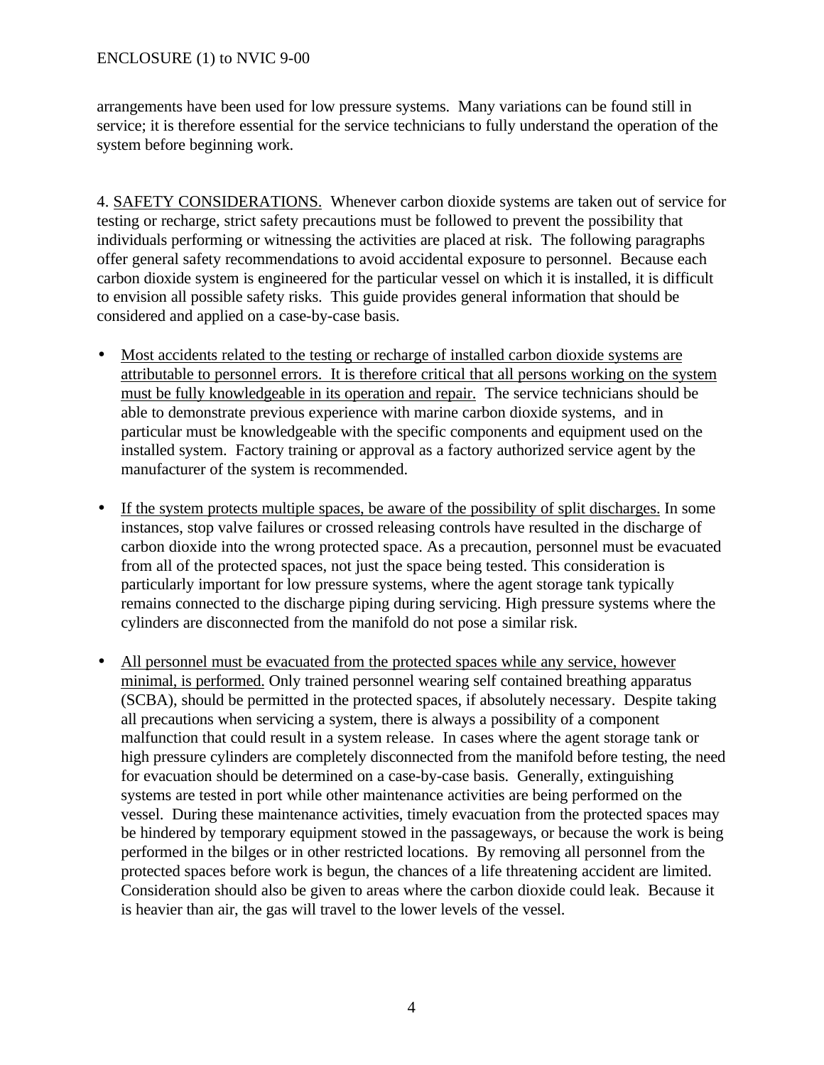arrangements have been used for low pressure systems. Many variations can be found still in service; it is therefore essential for the service technicians to fully understand the operation of the system before beginning work.

4. <u>SAFETY CONSIDERATIONS.</u> Whenever carbon dioxide systems are taken out of service for testing or recharge, strict safety precautions must be followed to prevent the possibility that individuals performing or witnessing the activities are placed at risk. The following paragraphs offer general safety recommendations to avoid accidental exposure to personnel. Because each carbon dioxide system is engineered for the particular vessel on which it is installed, it is difficult to envision all possible safety risks. This guide provides general information that should be considered and applied on a case-by-case basis.

- <u>Most accidents related to the testing or recharge of installed carbon dioxide systems are attributable to personnel errors. It is therefore critical that all persons working on the system must be fully knowledgeable in its operation and repair.</u> The service technicians should be able to demonstrate previous experience with marine carbon dioxide systems, and in particular must be knowledgeable with the specific components and equipment used on the installed system. Factory training or approval as a factory authorized service agent by the manufacturer of the system is recommended.

- <u>If the system protects multiple spaces, be aware of the possibility of split discharges.</u> In some instances, stop valve failures or crossed releasing controls have resulted in the discharge of carbon dioxide into the wrong protected space. As a precaution, personnel must be evacuated from all of the protected spaces, not just the space being tested. This consideration is particularly important for low pressure systems, where the agent storage tank typically remains connected to the discharge piping during servicing. High pressure systems where the cylinders are disconnected from the manifold do not pose a similar risk.

- <u>All personnel must be evacuated from the protected spaces while any service, however minimal, is performed.</u> Only trained personnel wearing self contained breathing apparatus (SCBA), should be permitted in the protected spaces, if absolutely necessary. Despite taking all precautions when servicing a system, there is always a possibility of a component malfunction that could result in a system release. In cases where the agent storage tank or high pressure cylinders are completely disconnected from the manifold before testing, the need for evacuation should be determined on a case-by-case basis. Generally, extinguishing systems are tested in port while other maintenance activities are being performed on the vessel. During these maintenance activities, timely evacuation from the protected spaces may be hindered by temporary equipment stowed in the passageways, or because the work is being performed in the bilges or in other restricted locations. By removing all personnel from the protected spaces before work is begun, the chances of a life threatening accident are limited. Consideration should also be given to areas where the carbon dioxide could leak. Because it is heavier than air, the gas will travel to the lower levels of the vessel.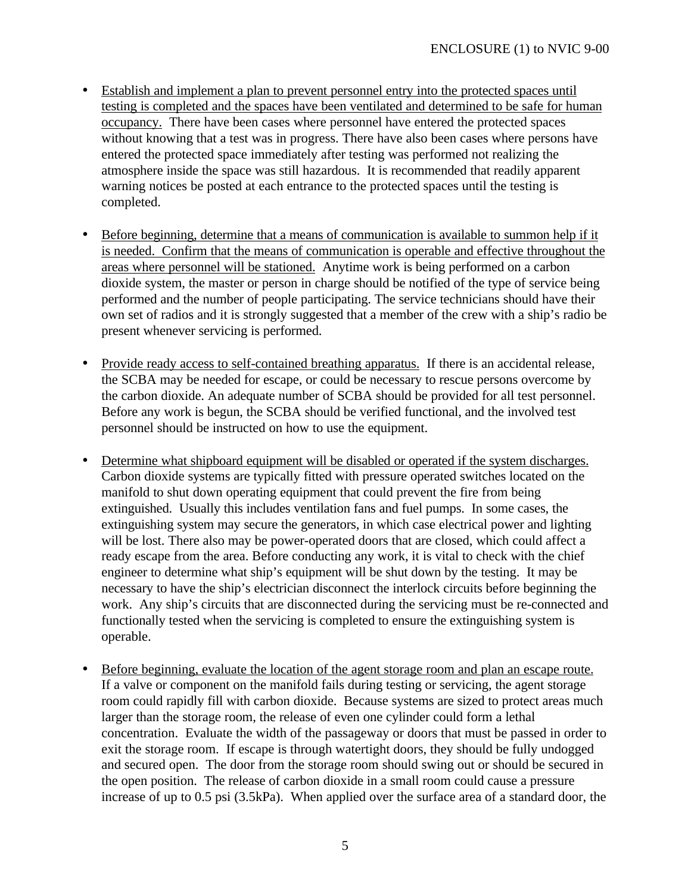- Establish and implement a plan to prevent personnel entry into the protected spaces until testing is completed and the spaces have been ventilated and determined to be safe for human occupancy. There have been cases where personnel have entered the protected spaces without knowing that a test was in progress. There have also been cases where persons have entered the protected space immediately after testing was performed not realizing the atmosphere inside the space was still hazardous. It is recommended that readily apparent warning notices be posted at each entrance to the protected spaces until the testing is completed.

- Before beginning, determine that a means of communication is available to summon help if it is needed. Confirm that the means of communication is operable and effective throughout the areas where personnel will be stationed. Anytime work is being performed on a carbon dioxide system, the master or person in charge should be notified of the type of service being performed and the number of people participating. The service technicians should have their own set of radios and it is strongly suggested that a member of the crew with a ship's radio be present whenever servicing is performed.

- Provide ready access to self-contained breathing apparatus. If there is an accidental release, the SCBA may be needed for escape, or could be necessary to rescue persons overcome by the carbon dioxide. An adequate number of SCBA should be provided for all test personnel. Before any work is begun, the SCBA should be verified functional, and the involved test personnel should be instructed on how to use the equipment.

- Determine what shipboard equipment will be disabled or operated if the system discharges. Carbon dioxide systems are typically fitted with pressure operated switches located on the manifold to shut down operating equipment that could prevent the fire from being extinguished. Usually this includes ventilation fans and fuel pumps. In some cases, the extinguishing system may secure the generators, in which case electrical power and lighting will be lost. There also may be power-operated doors that are closed, which could affect a ready escape from the area. Before conducting any work, it is vital to check with the chief engineer to determine what ship's equipment will be shut down by the testing. It may be necessary to have the ship's electrician disconnect the interlock circuits before beginning the work. Any ship's circuits that are disconnected during the servicing must be re-connected and functionally tested when the servicing is completed to ensure the extinguishing system is operable.

- Before beginning, evaluate the location of the agent storage room and plan an escape route. If a valve or component on the manifold fails during testing or servicing, the agent storage room could rapidly fill with carbon dioxide. Because systems are sized to protect areas much larger than the storage room, the release of even one cylinder could form a lethal concentration. Evaluate the width of the passageway or doors that must be passed in order to exit the storage room. If escape is through watertight doors, they should be fully undogged and secured open. The door from the storage room should swing out or should be secured in the open position. The release of carbon dioxide in a small room could cause a pressure increase of up to 0.5 psi (3.5kPa). When applied over the surface area of a standard door, the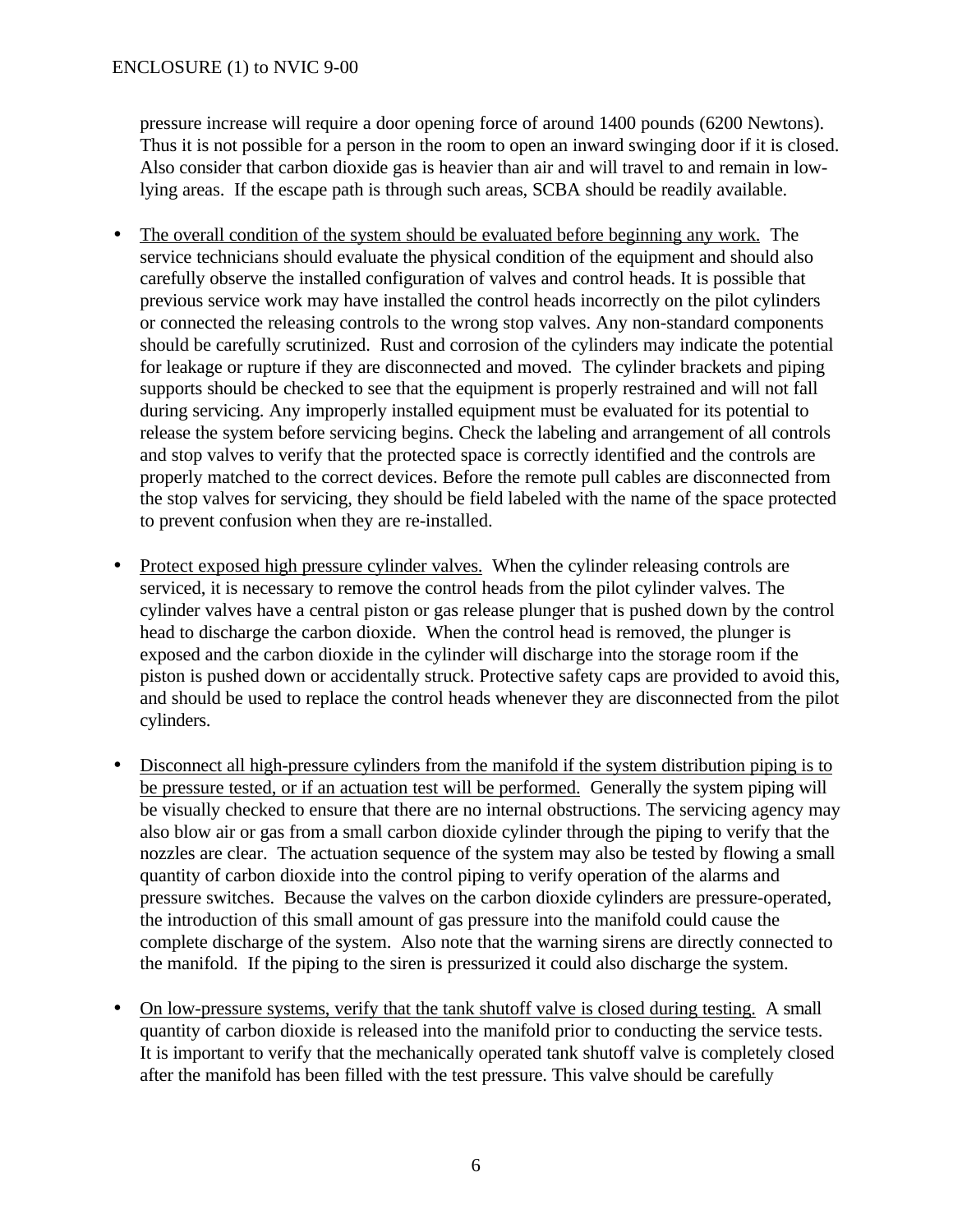pressure increase will require a door opening force of around 1400 pounds (6200 Newtons). Thus it is not possible for a person in the room to open an inward swinging door if it is closed. Also consider that carbon dioxide gas is heavier than air and will travel to and remain in low-lying areas. If the escape path is through such areas, SCBA should be readily available.

- The overall condition of the system should be evaluated before beginning any work. The service technicians should evaluate the physical condition of the equipment and should also carefully observe the installed configuration of valves and control heads. It is possible that previous service work may have installed the control heads incorrectly on the pilot cylinders or connected the releasing controls to the wrong stop valves. Any non-standard components should be carefully scrutinized. Rust and corrosion of the cylinders may indicate the potential for leakage or rupture if they are disconnected and moved. The cylinder brackets and piping supports should be checked to see that the equipment is properly restrained and will not fall during servicing. Any improperly installed equipment must be evaluated for its potential to release the system before servicing begins. Check the labeling and arrangement of all controls and stop valves to verify that the protected space is correctly identified and the controls are properly matched to the correct devices. Before the remote pull cables are disconnected from the stop valves for servicing, they should be field labeled with the name of the space protected to prevent confusion when they are re-installed.

- Protect exposed high pressure cylinder valves. When the cylinder releasing controls are serviced, it is necessary to remove the control heads from the pilot cylinder valves. The cylinder valves have a central piston or gas release plunger that is pushed down by the control head to discharge the carbon dioxide. When the control head is removed, the plunger is exposed and the carbon dioxide in the cylinder will discharge into the storage room if the piston is pushed down or accidentally struck. Protective safety caps are provided to avoid this, and should be used to replace the control heads whenever they are disconnected from the pilot cylinders.

- Disconnect all high-pressure cylinders from the manifold if the system distribution piping is to be pressure tested, or if an actuation test will be performed. Generally the system piping will be visually checked to ensure that there are no internal obstructions. The servicing agency may also blow air or gas from a small carbon dioxide cylinder through the piping to verify that the nozzles are clear. The actuation sequence of the system may also be tested by flowing a small quantity of carbon dioxide into the control piping to verify operation of the alarms and pressure switches. Because the valves on the carbon dioxide cylinders are pressure-operated, the introduction of this small amount of gas pressure into the manifold could cause the complete discharge of the system. Also note that the warning sirens are directly connected to the manifold. If the piping to the siren is pressurized it could also discharge the system.

- On low-pressure systems, verify that the tank shutoff valve is closed during testing. A small quantity of carbon dioxide is released into the manifold prior to conducting the service tests. It is important to verify that the mechanically operated tank shutoff valve is completely closed after the manifold has been filled with the test pressure. This valve should be carefully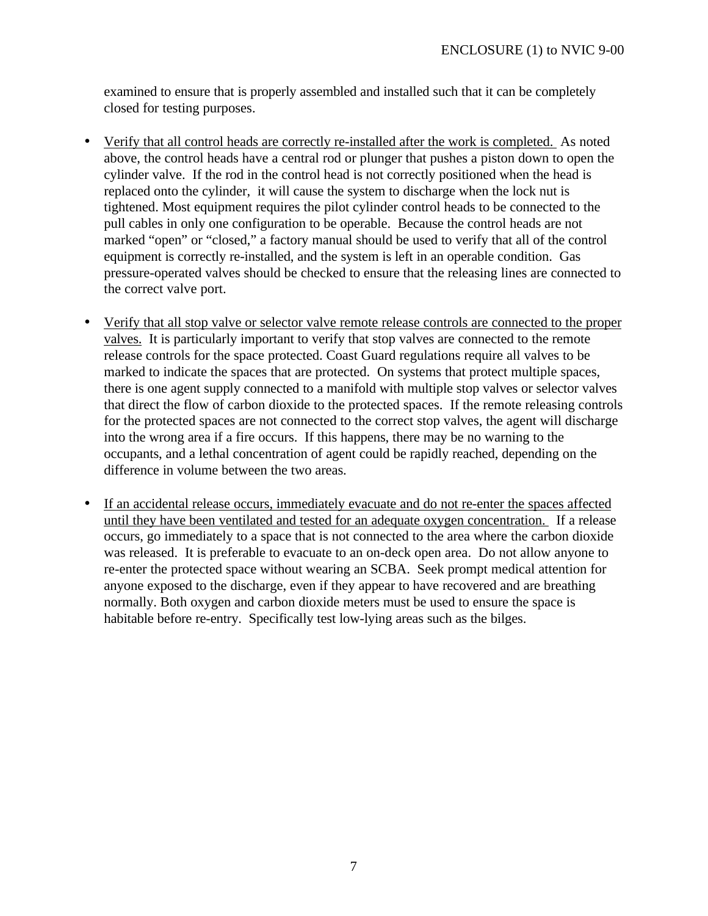examined to ensure that is properly assembled and installed such that it can be completely closed for testing purposes.

- Verify that all control heads are correctly re-installed after the work is completed. As noted above, the control heads have a central rod or plunger that pushes a piston down to open the cylinder valve. If the rod in the control head is not correctly positioned when the head is replaced onto the cylinder, it will cause the system to discharge when the lock nut is tightened. Most equipment requires the pilot cylinder control heads to be connected to the pull cables in only one configuration to be operable. Because the control heads are not marked "open" or "closed," a factory manual should be used to verify that all of the control equipment is correctly re-installed, and the system is left in an operable condition. Gas pressure-operated valves should be checked to ensure that the releasing lines are connected to the correct valve port.

- Verify that all stop valve or selector valve remote release controls are connected to the proper valves. It is particularly important to verify that stop valves are connected to the remote release controls for the space protected. Coast Guard regulations require all valves to be marked to indicate the spaces that are protected. On systems that protect multiple spaces, there is one agent supply connected to a manifold with multiple stop valves or selector valves that direct the flow of carbon dioxide to the protected spaces. If the remote releasing controls for the protected spaces are not connected to the correct stop valves, the agent will discharge into the wrong area if a fire occurs. If this happens, there may be no warning to the occupants, and a lethal concentration of agent could be rapidly reached, depending on the difference in volume between the two areas.

- If an accidental release occurs, immediately evacuate and do not re-enter the spaces affected until they have been ventilated and tested for an adequate oxygen concentration. If a release occurs, go immediately to a space that is not connected to the area where the carbon dioxide was released. It is preferable to evacuate to an on-deck open area. Do not allow anyone to re-enter the protected space without wearing an SCBA. Seek prompt medical attention for anyone exposed to the discharge, even if they appear to have recovered and are breathing normally. Both oxygen and carbon dioxide meters must be used to ensure the space is habitable before re-entry. Specifically test low-lying areas such as the bilges.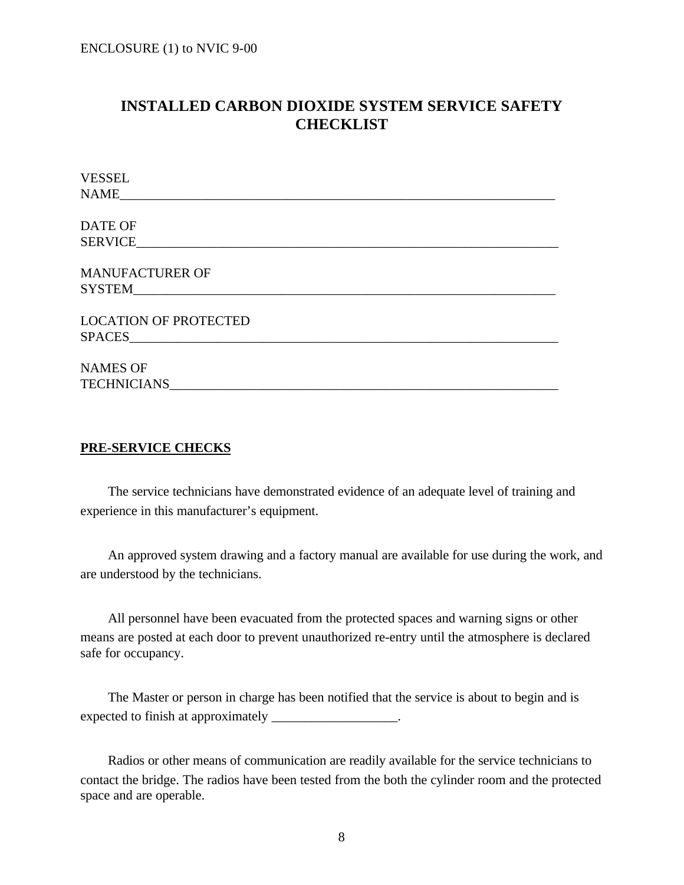ENCLOSURE (1) to NVIC 9-00

# INSTALLED CARBON DIOXIDE SYSTEM SERVICE SAFETY CHECKLIST

VESSEL NAME_______________________________________________________________

DATE OF SERVICE____________________________________________________________

MANUFACTURER OF SYSTEM____________________________________________________

LOCATION OF PROTECTED SPACES_____________________________________________

NAMES OF TECHNICIANS______________________________________________________

## PRE-SERVICE CHECKS

The service technicians have demonstrated evidence of an adequate level of training and experience in this manufacturer's equipment.

An approved system drawing and a factory manual are available for use during the work, and are understood by the technicians.

All personnel have been evacuated from the protected spaces and warning signs or other means are posted at each door to prevent unauthorized re-entry until the atmosphere is declared safe for occupancy.

The Master or person in charge has been notified that the service is about to begin and is expected to finish at approximately ___________________.

Radios or other means of communication are readily available for the service technicians to contact the bridge. The radios have been tested from the both the cylinder room and the protected space and are operable.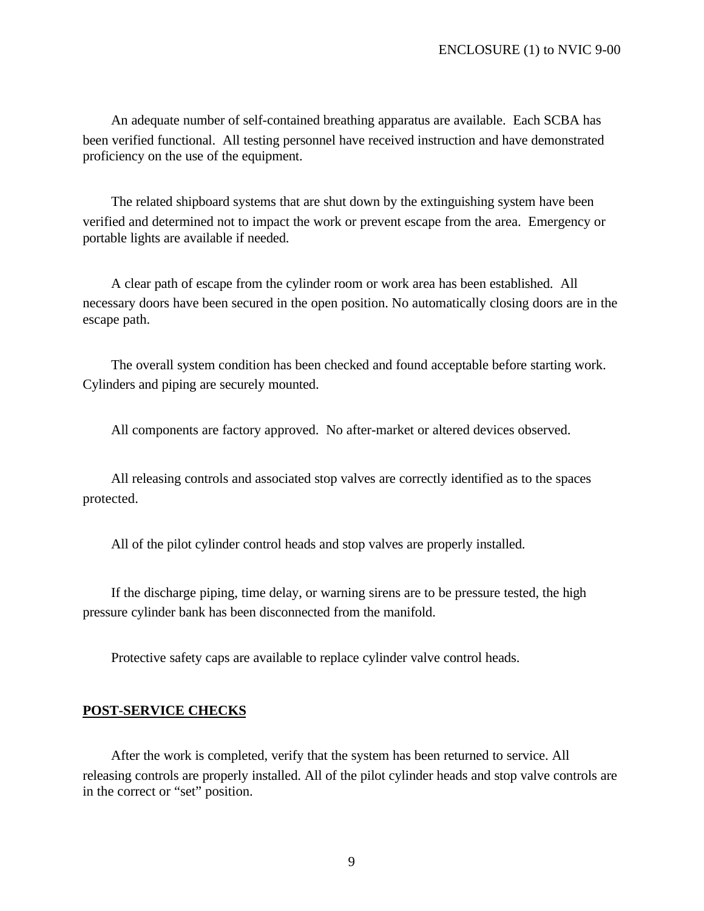An adequate number of self-contained breathing apparatus are available. Each SCBA has been verified functional. All testing personnel have received instruction and have demonstrated proficiency on the use of the equipment.

The related shipboard systems that are shut down by the extinguishing system have been verified and determined not to impact the work or prevent escape from the area. Emergency or portable lights are available if needed.

A clear path of escape from the cylinder room or work area has been established. All necessary doors have been secured in the open position. No automatically closing doors are in the escape path.

The overall system condition has been checked and found acceptable before starting work. Cylinders and piping are securely mounted.

All components are factory approved. No after-market or altered devices observed.

All releasing controls and associated stop valves are correctly identified as to the spaces protected.

All of the pilot cylinder control heads and stop valves are properly installed.

If the discharge piping, time delay, or warning sirens are to be pressure tested, the high pressure cylinder bank has been disconnected from the manifold.

Protective safety caps are available to replace cylinder valve control heads.

## **POST-SERVICE CHECKS**

After the work is completed, verify that the system has been returned to service. All releasing controls are properly installed. All of the pilot cylinder heads and stop valve controls are in the correct or "set" position.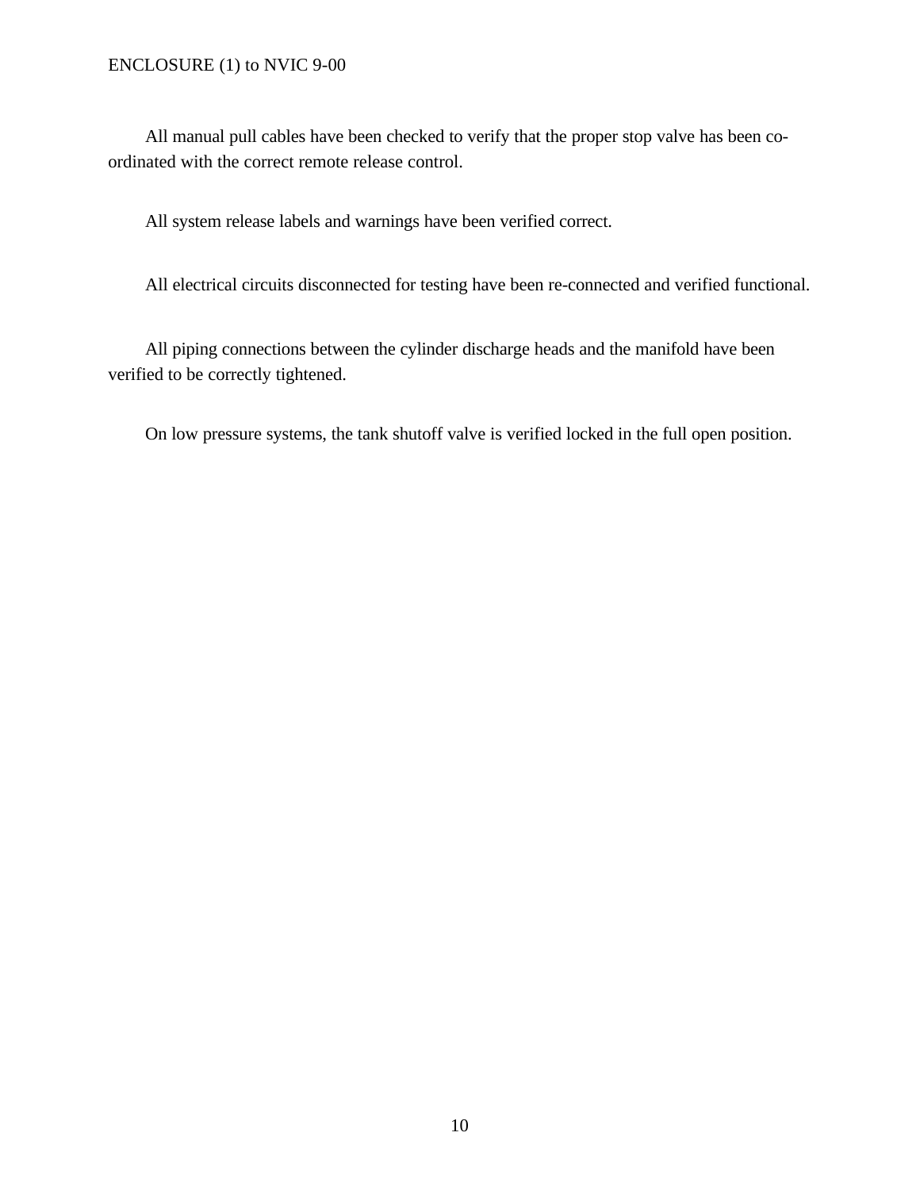All manual pull cables have been checked to verify that the proper stop valve has been co-ordinated with the correct remote release control.

All system release labels and warnings have been verified correct.

All electrical circuits disconnected for testing have been re-connected and verified functional.

All piping connections between the cylinder discharge heads and the manifold have been verified to be correctly tightened.

On low pressure systems, the tank shutoff valve is verified locked in the full open position.